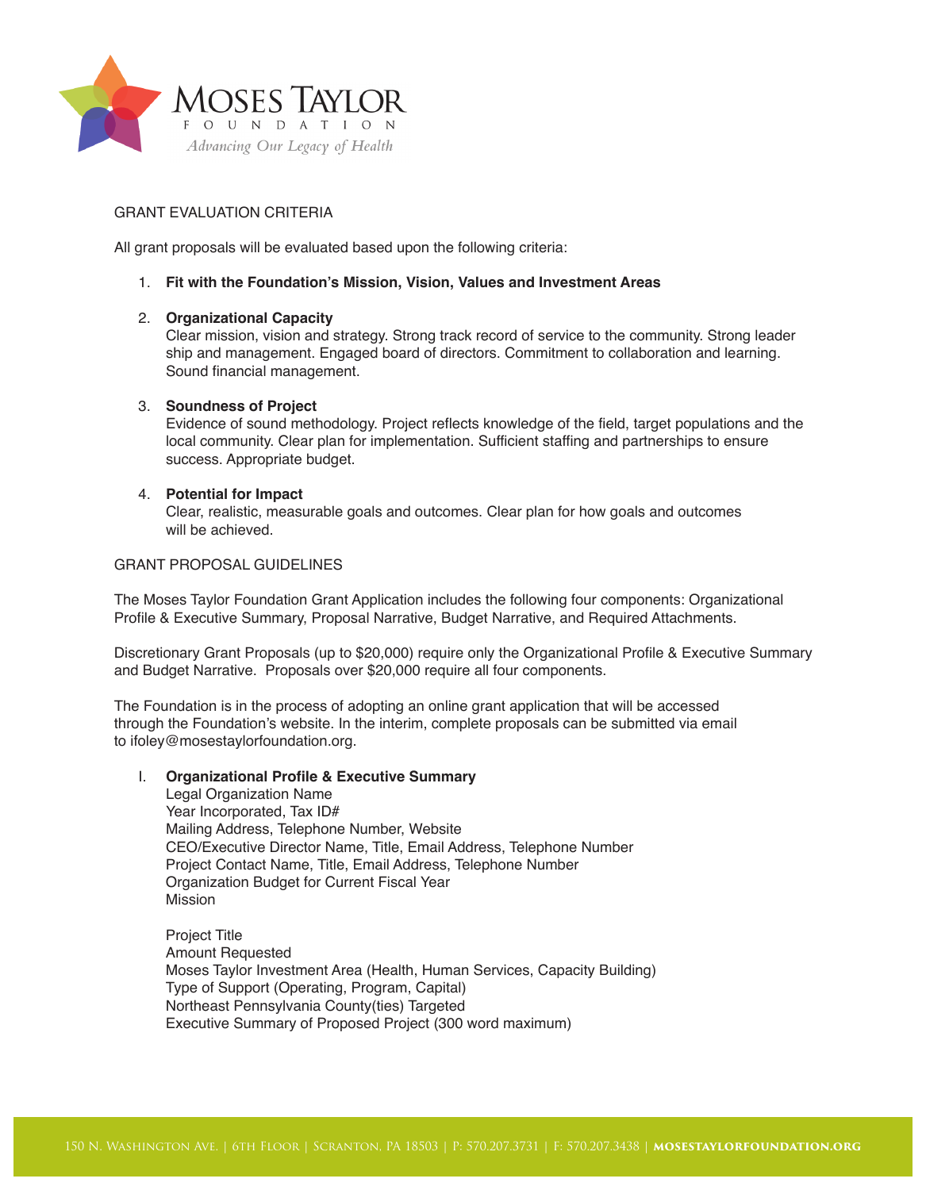MOSES TAYLOR FOUNDATION

*Advancing Our Legacy of Health*

## GRANT EVALUATION CRITERIA

All grant proposals will be evaluated based upon the following criteria:

1. **Fit with the Foundation's Mission, Vision, Values and Investment Areas**

2. **Organizational Capacity**
   Clear mission, vision and strategy. Strong track record of service to the community. Strong leader ship and management. Engaged board of directors. Commitment to collaboration and learning. Sound financial management.

3. **Soundness of Project**
   Evidence of sound methodology. Project reflects knowledge of the field, target populations and the local community. Clear plan for implementation. Sufficient staffing and partnerships to ensure success. Appropriate budget.

4. **Potential for Impact**
   Clear, realistic, measurable goals and outcomes. Clear plan for how goals and outcomes will be achieved.

## GRANT PROPOSAL GUIDELINES

The Moses Taylor Foundation Grant Application includes the following four components: Organizational Profile & Executive Summary, Proposal Narrative, Budget Narrative, and Required Attachments.

Discretionary Grant Proposals (up to $20,000) require only the Organizational Profile & Executive Summary and Budget Narrative. Proposals over $20,000 require all four components.

The Foundation is in the process of adopting an online grant application that will be accessed through the Foundation's website. In the interim, complete proposals can be submitted via email to ifoley@mosestaylorfoundation.org.

I. **Organizational Profile & Executive Summary**
   Legal Organization Name
   Year Incorporated, Tax ID#
   Mailing Address, Telephone Number, Website
   CEO/Executive Director Name, Title, Email Address, Telephone Number
   Project Contact Name, Title, Email Address, Telephone Number
   Organization Budget for Current Fiscal Year
   Mission

   Project Title
   Amount Requested
   Moses Taylor Investment Area (Health, Human Services, Capacity Building)
   Type of Support (Operating, Program, Capital)
   Northeast Pennsylvania County(ties) Targeted
   Executive Summary of Proposed Project (300 word maximum)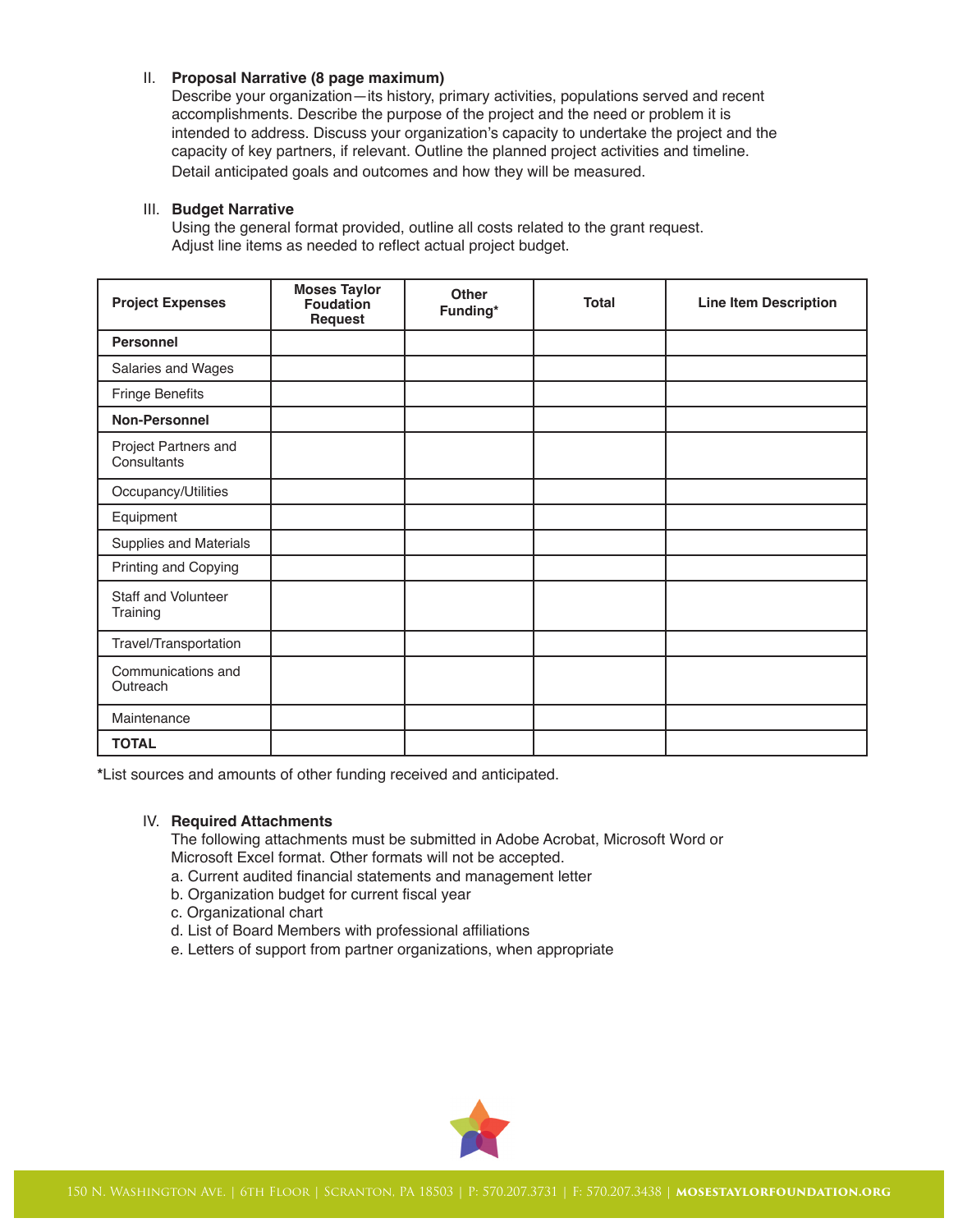II. **Proposal Narrative (8 page maximum)**
Describe your organization—its history, primary activities, populations served and recent accomplishments. Describe the purpose of the project and the need or problem it is intended to address. Discuss your organization's capacity to undertake the project and the capacity of key partners, if relevant. Outline the planned project activities and timeline. Detail anticipated goals and outcomes and how they will be measured.

III. **Budget Narrative**
Using the general format provided, outline all costs related to the grant request. Adjust line items as needed to reflect actual project budget.

| Project Expenses | Moses Taylor Foudation Request | Other Funding* | Total | Line Item Description |
|---|---|---|---|---|
| **Personnel** | | | | |
| Salaries and Wages | | | | |
| Fringe Benefits | | | | |
| **Non-Personnel** | | | | |
| Project Partners and Consultants | | | | |
| Occupancy/Utilities | | | | |
| Equipment | | | | |
| Supplies and Materials | | | | |
| Printing and Copying | | | | |
| Staff and Volunteer Training | | | | |
| Travel/Transportation | | | | |
| Communications and Outreach | | | | |
| Maintenance | | | | |
| **TOTAL** | | | | |

**\***List sources and amounts of other funding received and anticipated.

IV. **Required Attachments**
The following attachments must be submitted in Adobe Acrobat, Microsoft Word or Microsoft Excel format. Other formats will not be accepted.

a. Current audited financial statements and management letter
b. Organization budget for current fiscal year
c. Organizational chart
d. List of Board Members with professional affiliations
e. Letters of support from partner organizations, when appropriate

150 N. Washington Ave. | 6th Floor | Scranton, PA 18503 | P: 570.207.3731 | F: 570.207.3438 | **mosestaylorfoundation.org**